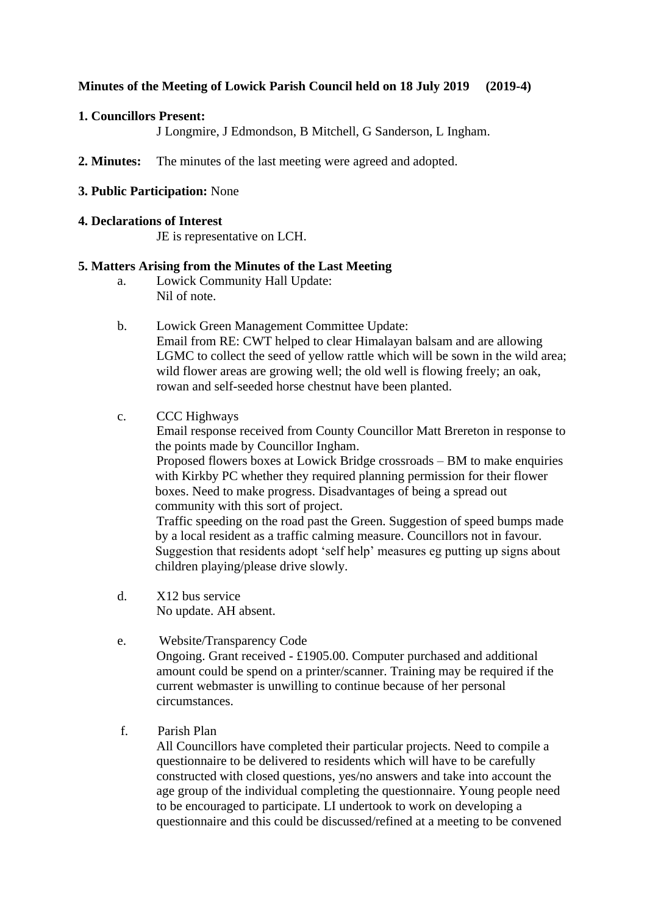**Minutes of the Meeting of Lowick Parish Council held on 18 July 2019 (2019-4)**

**1. Councillors Present:**

J Longmire, J Edmondson, B Mitchell, G Sanderson, L Ingham.

**2. Minutes:** The minutes of the last meeting were agreed and adopted.

**3. Public Participation:** None

**4. Declarations of Interest**

JE is representative on LCH.

**5. Matters Arising from the Minutes of the Last Meeting**

a. Lowick Community Hall Update:
Nil of note.

b. Lowick Green Management Committee Update:
Email from RE: CWT helped to clear Himalayan balsam and are allowing LGMC to collect the seed of yellow rattle which will be sown in the wild area; wild flower areas are growing well; the old well is flowing freely; an oak, rowan and self-seeded horse chestnut have been planted.

c. CCC Highways
Email response received from County Councillor Matt Brereton in response to the points made by Councillor Ingham.
Proposed flowers boxes at Lowick Bridge crossroads – BM to make enquiries with Kirkby PC whether they required planning permission for their flower boxes. Need to make progress. Disadvantages of being a spread out community with this sort of project.
Traffic speeding on the road past the Green. Suggestion of speed bumps made by a local resident as a traffic calming measure. Councillors not in favour. Suggestion that residents adopt 'self help' measures eg putting up signs about children playing/please drive slowly.

d. X12 bus service
No update. AH absent.

e. Website/Transparency Code
Ongoing. Grant received - £1905.00. Computer purchased and additional amount could be spend on a printer/scanner. Training may be required if the current webmaster is unwilling to continue because of her personal circumstances.

f. Parish Plan
All Councillors have completed their particular projects. Need to compile a questionnaire to be delivered to residents which will have to be carefully constructed with closed questions, yes/no answers and take into account the age group of the individual completing the questionnaire. Young people need to be encouraged to participate. LI undertook to work on developing a questionnaire and this could be discussed/refined at a meeting to be convened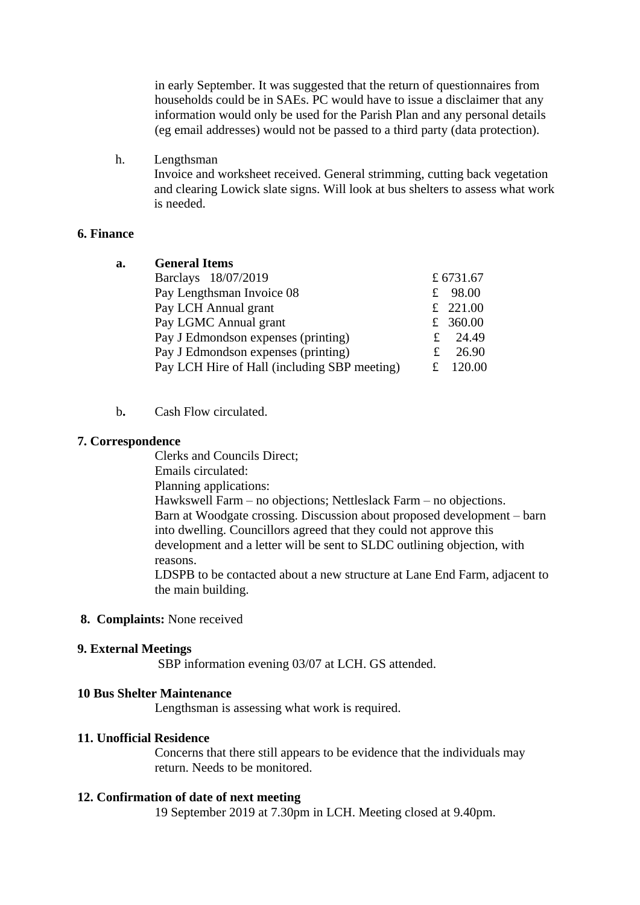in early September. It was suggested that the return of questionnaires from households could be in SAEs. PC would have to issue a disclaimer that any information would only be used for the Parish Plan and any personal details (eg email addresses) would not be passed to a third party (data protection).

h. Lengthsman
Invoice and worksheet received. General strimming, cutting back vegetation and clearing Lowick slate signs. Will look at bus shelters to assess what work is needed.

**6. Finance**

**a. General Items**

| | |
|---|---|
| Barclays 18/07/2019 | £ 6731.67 |
| Pay Lengthsman Invoice 08 | £ 98.00 |
| Pay LCH Annual grant | £ 221.00 |
| Pay LGMC Annual grant | £ 360.00 |
| Pay J Edmondson expenses (printing) | £ 24.49 |
| Pay J Edmondson expenses (printing) | £ 26.90 |
| Pay LCH Hire of Hall (including SBP meeting) | £ 120.00 |

b**.** Cash Flow circulated.

**7. Correspondence**

Clerks and Councils Direct;
Emails circulated:
Planning applications:
Hawkswell Farm – no objections; Nettleslack Farm – no objections.
Barn at Woodgate crossing. Discussion about proposed development – barn into dwelling. Councillors agreed that they could not approve this development and a letter will be sent to SLDC outlining objection, with reasons.
LDSPB to be contacted about a new structure at Lane End Farm, adjacent to the main building.

**8. Complaints:** None received

**9. External Meetings**

SBP information evening 03/07 at LCH. GS attended.

**10 Bus Shelter Maintenance**

Lengthsman is assessing what work is required.

**11. Unofficial Residence**

Concerns that there still appears to be evidence that the individuals may return. Needs to be monitored.

**12. Confirmation of date of next meeting**

19 September 2019 at 7.30pm in LCH. Meeting closed at 9.40pm.